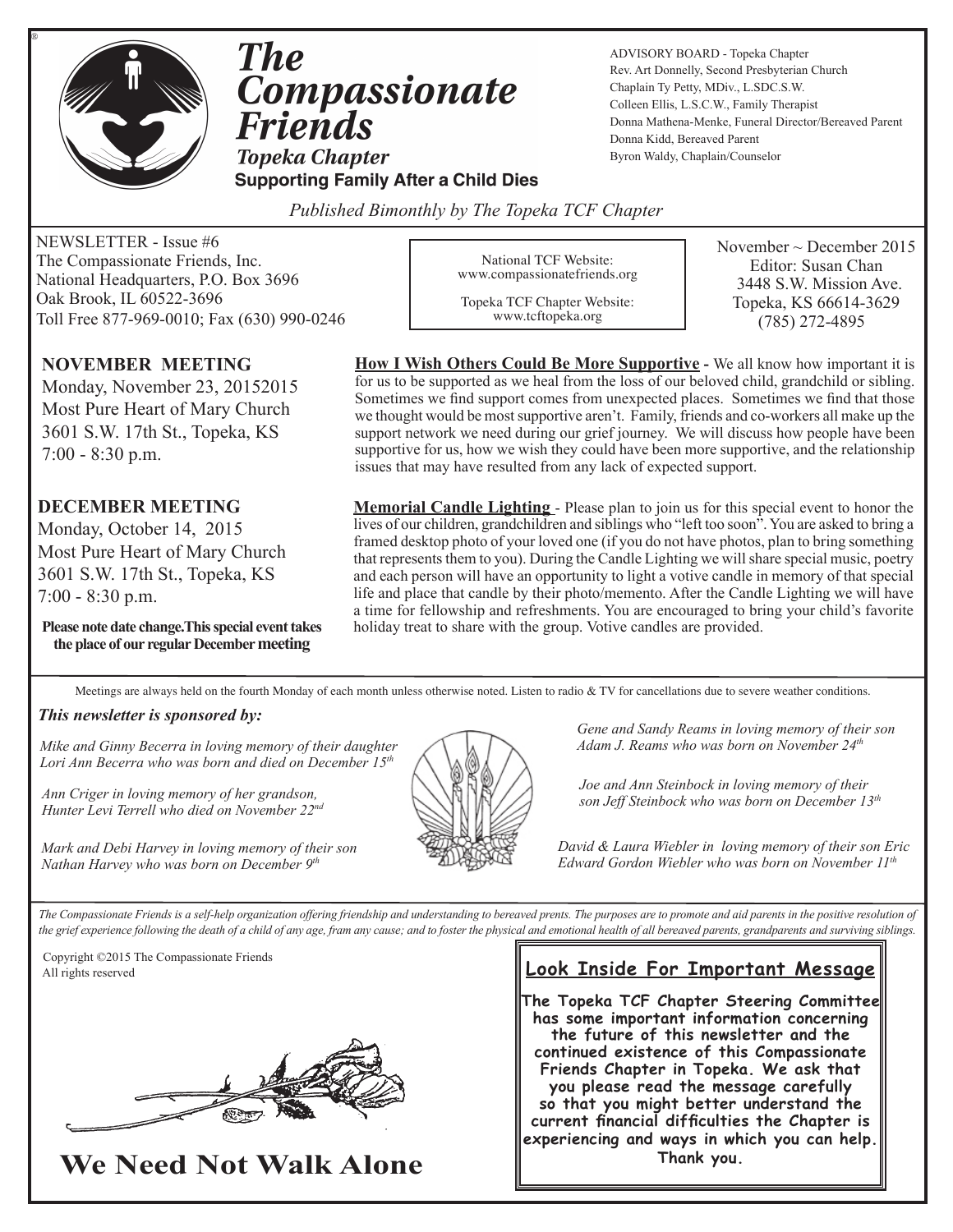# The Compassionate Friends

***Topeka Chapter***

**Supporting Family After a Child Dies**

ADVISORY BOARD - Topeka Chapter
Rev. Art Donnelly, Second Presbyterian Church
Chaplain Ty Petty, MDiv., L.SDC.S.W.
Colleen Ellis, L.S.C.W., Family Therapist
Donna Mathena-Menke, Funeral Director/Bereaved Parent
Donna Kidd, Bereaved Parent
Byron Waldy, Chaplain/Counselor

*Published Bimonthly by The Topeka TCF Chapter*

NEWSLETTER - Issue #6
The Compassionate Friends, Inc.
National Headquarters, P.O. Box 3696
Oak Brook, IL 60522-3696
Toll Free 877-969-0010; Fax (630) 990-0246

National TCF Website:
www.compassionatefriends.org

Topeka TCF Chapter Website:
www.tcftopeka.org

November ~ December 2015
Editor: Susan Chan
3448 S.W. Mission Ave.
Topeka, KS 66614-3629
(785) 272-4895

## NOVEMBER MEETING

Monday, November 23, 20152015
Most Pure Heart of Mary Church
3601 S.W. 17th St., Topeka, KS
7:00 - 8:30 p.m.

**How I Wish Others Could Be More Supportive -** We all know how important it is for us to be supported as we heal from the loss of our beloved child, grandchild or sibling. Sometimes we find support comes from unexpected places. Sometimes we find that those we thought would be most supportive aren't. Family, friends and co-workers all make up the support network we need during our grief journey. We will discuss how people have been supportive for us, how we wish they could have been more supportive, and the relationship issues that may have resulted from any lack of expected support.

## DECEMBER MEETING

Monday, October 14, 2015
Most Pure Heart of Mary Church
3601 S.W. 17th St., Topeka, KS
7:00 - 8:30 p.m.

**Please note date change.This special event takes the place of our regular December meeting**

**Memorial Candle Lighting** - Please plan to join us for this special event to honor the lives of our children, grandchildren and siblings who "left too soon". You are asked to bring a framed desktop photo of your loved one (if you do not have photos, plan to bring something that represents them to you). During the Candle Lighting we will share special music, poetry and each person will have an opportunity to light a votive candle in memory of that special life and place that candle by their photo/memento. After the Candle Lighting we will have a time for fellowship and refreshments. You are encouraged to bring your child's favorite holiday treat to share with the group. Votive candles are provided.

Meetings are always held on the fourth Monday of each month unless otherwise noted. Listen to radio & TV for cancellations due to severe weather conditions.

***This newsletter is sponsored by:***

*Mike and Ginny Becerra in loving memory of their daughter Lori Ann Becerra who was born and died on December 15th*

*Ann Criger in loving memory of her grandson, Hunter Levi Terrell who died on November 22nd*

*Mark and Debi Harvey in loving memory of their son Nathan Harvey who was born on December 9th*

*Gene and Sandy Reams in loving memory of their son Adam J. Reams who was born on November 24th*

*Joe and Ann Steinbock in loving memory of their son Jeff Steinbock who was born on December 13th*

*David & Laura Wiebler in loving memory of their son Eric Edward Gordon Wiebler who was born on November 11th*

*The Compassionate Friends is a self-help organization offering friendship and understanding to bereaved prents. The purposes are to promote and aid parents in the positive resolution of the grief experience following the death of a child of any age, fram any cause; and to foster the physical and emotional health of all bereaved parents, grandparents and surviving siblings.*

Copyright ©2015 The Compassionate Friends
All rights reserved

**We Need Not Walk Alone**

**Look Inside For Important Message**

**The Topeka TCF Chapter Steering Committee has some important information concerning the future of this newsletter and the continued existence of this Compassionate Friends Chapter in Topeka. We ask that you please read the message carefully so that you might better understand the current financial difficulties the Chapter is experiencing and ways in which you can help. Thank you.**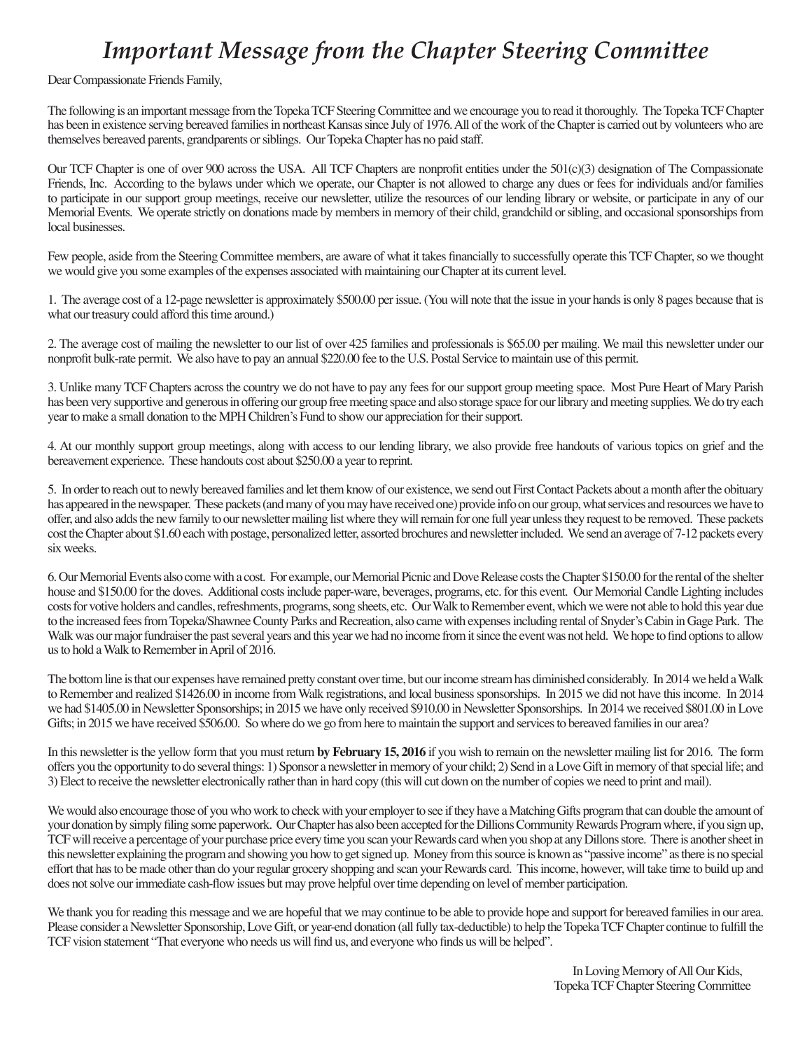# *Important Message from the Chapter Steering Committee*

Dear Compassionate Friends Family,

The following is an important message from the Topeka TCF Steering Committee and we encourage you to read it thoroughly. The Topeka TCF Chapter has been in existence serving bereaved families in northeast Kansas since July of 1976. All of the work of the Chapter is carried out by volunteers who are themselves bereaved parents, grandparents or siblings. Our Topeka Chapter has no paid staff.

Our TCF Chapter is one of over 900 across the USA. All TCF Chapters are nonprofit entities under the 501(c)(3) designation of The Compassionate Friends, Inc. According to the bylaws under which we operate, our Chapter is not allowed to charge any dues or fees for individuals and/or families to participate in our support group meetings, receive our newsletter, utilize the resources of our lending library or website, or participate in any of our Memorial Events. We operate strictly on donations made by members in memory of their child, grandchild or sibling, and occasional sponsorships from local businesses.

Few people, aside from the Steering Committee members, are aware of what it takes financially to successfully operate this TCF Chapter, so we thought we would give you some examples of the expenses associated with maintaining our Chapter at its current level.

1. The average cost of a 12-page newsletter is approximately $500.00 per issue. (You will note that the issue in your hands is only 8 pages because that is what our treasury could afford this time around.)

2. The average cost of mailing the newsletter to our list of over 425 families and professionals is $65.00 per mailing. We mail this newsletter under our nonprofit bulk-rate permit. We also have to pay an annual $220.00 fee to the U.S. Postal Service to maintain use of this permit.

3. Unlike many TCF Chapters across the country we do not have to pay any fees for our support group meeting space. Most Pure Heart of Mary Parish has been very supportive and generous in offering our group free meeting space and also storage space for our library and meeting supplies. We do try each year to make a small donation to the MPH Children's Fund to show our appreciation for their support.

4. At our monthly support group meetings, along with access to our lending library, we also provide free handouts of various topics on grief and the bereavement experience. These handouts cost about $250.00 a year to reprint.

5. In order to reach out to newly bereaved families and let them know of our existence, we send out First Contact Packets about a month after the obituary has appeared in the newspaper. These packets (and many of you may have received one) provide info on our group, what services and resources we have to offer, and also adds the new family to our newsletter mailing list where they will remain for one full year unless they request to be removed. These packets cost the Chapter about $1.60 each with postage, personalized letter, assorted brochures and newsletter included. We send an average of 7-12 packets every six weeks.

6. Our Memorial Events also come with a cost. For example, our Memorial Picnic and Dove Release costs the Chapter $150.00 for the rental of the shelter house and $150.00 for the doves. Additional costs include paper-ware, beverages, programs, etc. for this event. Our Memorial Candle Lighting includes costs for votive holders and candles, refreshments, programs, song sheets, etc. Our Walk to Remember event, which we were not able to hold this year due to the increased fees from Topeka/Shawnee County Parks and Recreation, also came with expenses including rental of Snyder's Cabin in Gage Park. The Walk was our major fundraiser the past several years and this year we had no income from it since the event was not held. We hope to find options to allow us to hold a Walk to Remember in April of 2016.

The bottom line is that our expenses have remained pretty constant over time, but our income stream has diminished considerably. In 2014 we held a Walk to Remember and realized $1426.00 in income from Walk registrations, and local business sponsorships. In 2015 we did not have this income. In 2014 we had $1405.00 in Newsletter Sponsorships; in 2015 we have only received $910.00 in Newsletter Sponsorships. In 2014 we received $801.00 in Love Gifts; in 2015 we have received $506.00. So where do we go from here to maintain the support and services to bereaved families in our area?

In this newsletter is the yellow form that you must return **by February 15, 2016** if you wish to remain on the newsletter mailing list for 2016. The form offers you the opportunity to do several things: 1) Sponsor a newsletter in memory of your child; 2) Send in a Love Gift in memory of that special life; and 3) Elect to receive the newsletter electronically rather than in hard copy (this will cut down on the number of copies we need to print and mail).

We would also encourage those of you who work to check with your employer to see if they have a Matching Gifts program that can double the amount of your donation by simply filing some paperwork. Our Chapter has also been accepted for the Dillions Community Rewards Program where, if you sign up, TCF will receive a percentage of your purchase price every time you scan your Rewards card when you shop at any Dillons store. There is another sheet in this newsletter explaining the program and showing you how to get signed up. Money from this source is known as "passive income" as there is no special effort that has to be made other than do your regular grocery shopping and scan your Rewards card. This income, however, will take time to build up and does not solve our immediate cash-flow issues but may prove helpful over time depending on level of member participation.

We thank you for reading this message and we are hopeful that we may continue to be able to provide hope and support for bereaved families in our area. Please consider a Newsletter Sponsorship, Love Gift, or year-end donation (all fully tax-deductible) to help the Topeka TCF Chapter continue to fulfill the TCF vision statement "That everyone who needs us will find us, and everyone who finds us will be helped".

In Loving Memory of All Our Kids,
Topeka TCF Chapter Steering Committee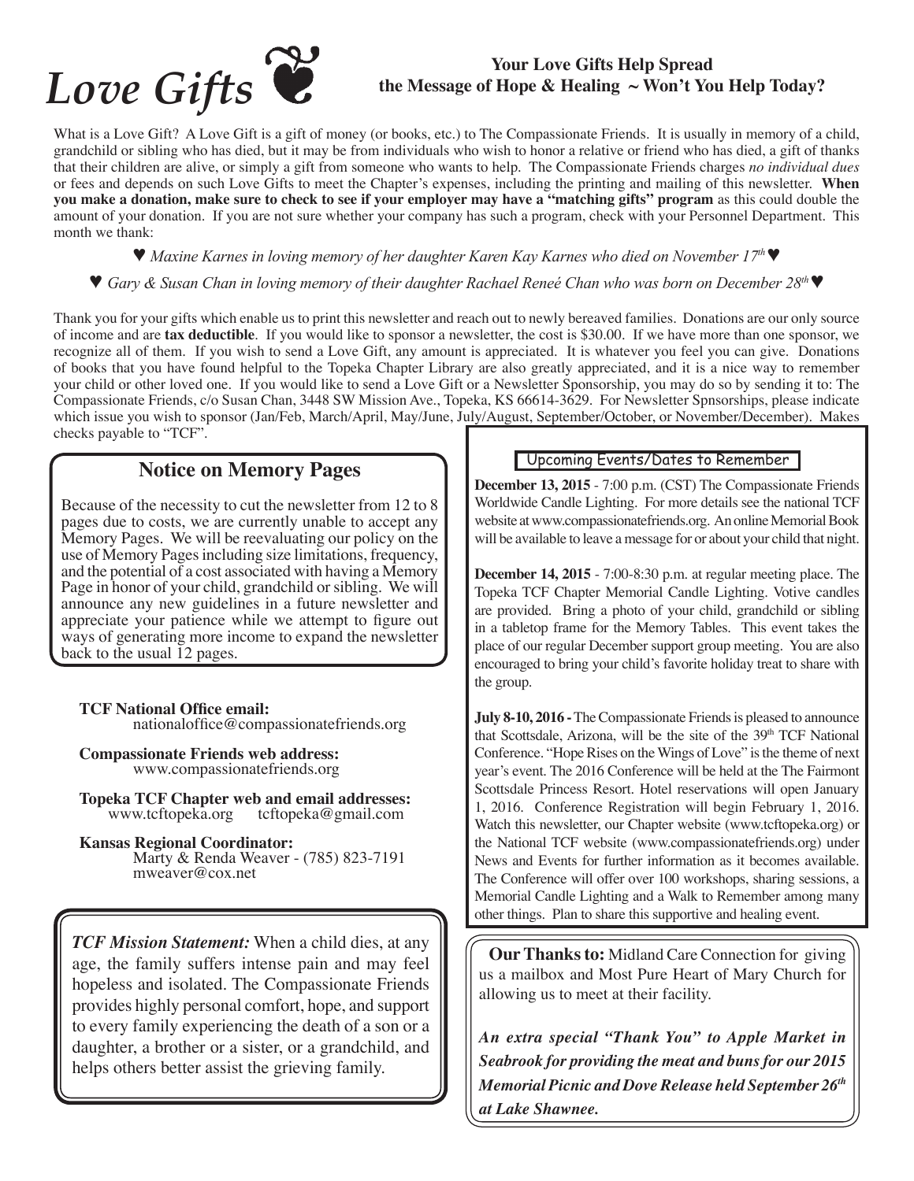# *Love Gifts*

**Your Love Gifts Help Spread the Message of Hope & Healing ~ Won't You Help Today?**

What is a Love Gift? A Love Gift is a gift of money (or books, etc.) to The Compassionate Friends. It is usually in memory of a child, grandchild or sibling who has died, but it may be from individuals who wish to honor a relative or friend who has died, a gift of thanks that their children are alive, or simply a gift from someone who wants to help. The Compassionate Friends charges *no individual dues* or fees and depends on such Love Gifts to meet the Chapter's expenses, including the printing and mailing of this newsletter. **When you make a donation, make sure to check to see if your employer may have a "matching gifts" program** as this could double the amount of your donation. If you are not sure whether your company has such a program, check with your Personnel Department. This month we thank:

♥ *Maxine Karnes in loving memory of her daughter Karen Kay Karnes who died on November 17th* ♥

♥ *Gary & Susan Chan in loving memory of their daughter Rachael Reneé Chan who was born on December 28th* ♥

Thank you for your gifts which enable us to print this newsletter and reach out to newly bereaved families. Donations are our only source of income and are **tax deductible**. If you would like to sponsor a newsletter, the cost is $30.00. If we have more than one sponsor, we recognize all of them. If you wish to send a Love Gift, any amount is appreciated. It is whatever you feel you can give. Donations of books that you have found helpful to the Topeka Chapter Library are also greatly appreciated, and it is a nice way to remember your child or other loved one. If you would like to send a Love Gift or a Newsletter Sponsorship, you may do so by sending it to: The Compassionate Friends, c/o Susan Chan, 3448 SW Mission Ave., Topeka, KS 66614-3629. For Newsletter Spnsorships, please indicate which issue you wish to sponsor (Jan/Feb, March/April, May/June, July/August, September/October, or November/December). Makes checks payable to "TCF".

## Notice on Memory Pages

Because of the necessity to cut the newsletter from 12 to 8 pages due to costs, we are currently unable to accept any Memory Pages. We will be reevaluating our policy on the use of Memory Pages including size limitations, frequency, and the potential of a cost associated with having a Memory Page in honor of your child, grandchild or sibling. We will announce any new guidelines in a future newsletter and appreciate your patience while we attempt to figure out ways of generating more income to expand the newsletter back to the usual 12 pages.

**TCF National Office email:**
nationaloffice@compassionatefriends.org

**Compassionate Friends web address:**
www.compassionatefriends.org

**Topeka TCF Chapter web and email addresses:**
www.tcftopeka.org tcftopeka@gmail.com

**Kansas Regional Coordinator:**
Marty & Renda Weaver - (785) 823-7191
mweaver@cox.net

*TCF Mission Statement:* When a child dies, at any age, the family suffers intense pain and may feel hopeless and isolated. The Compassionate Friends provides highly personal comfort, hope, and support to every family experiencing the death of a son or a daughter, a brother or a sister, or a grandchild, and helps others better assist the grieving family.

## Upcoming Events/Dates to Remember

**December 13, 2015** - 7:00 p.m. (CST) The Compassionate Friends Worldwide Candle Lighting. For more details see the national TCF website at www.compassionatefriends.org. An online Memorial Book will be available to leave a message for or about your child that night.

**December 14, 2015** - 7:00-8:30 p.m. at regular meeting place. The Topeka TCF Chapter Memorial Candle Lighting. Votive candles are provided. Bring a photo of your child, grandchild or sibling in a tabletop frame for the Memory Tables. This event takes the place of our regular December support group meeting. You are also encouraged to bring your child's favorite holiday treat to share with the group.

**July 8-10, 2016 -** The Compassionate Friends is pleased to announce that Scottsdale, Arizona, will be the site of the 39th TCF National Conference. "Hope Rises on the Wings of Love" is the theme of next year's event. The 2016 Conference will be held at the The Fairmont Scottsdale Princess Resort. Hotel reservations will open January 1, 2016. Conference Registration will begin February 1, 2016. Watch this newsletter, our Chapter website (www.tcftopeka.org) or the National TCF website (www.compassionatefriends.org) under News and Events for further information as it becomes available. The Conference will offer over 100 workshops, sharing sessions, a Memorial Candle Lighting and a Walk to Remember among many other things. Plan to share this supportive and healing event.

**Our Thanks to:** Midland Care Connection for giving us a mailbox and Most Pure Heart of Mary Church for allowing us to meet at their facility.

***An extra special "Thank You" to Apple Market in Seabrook for providing the meat and buns for our 2015 Memorial Picnic and Dove Release held September 26th at Lake Shawnee.***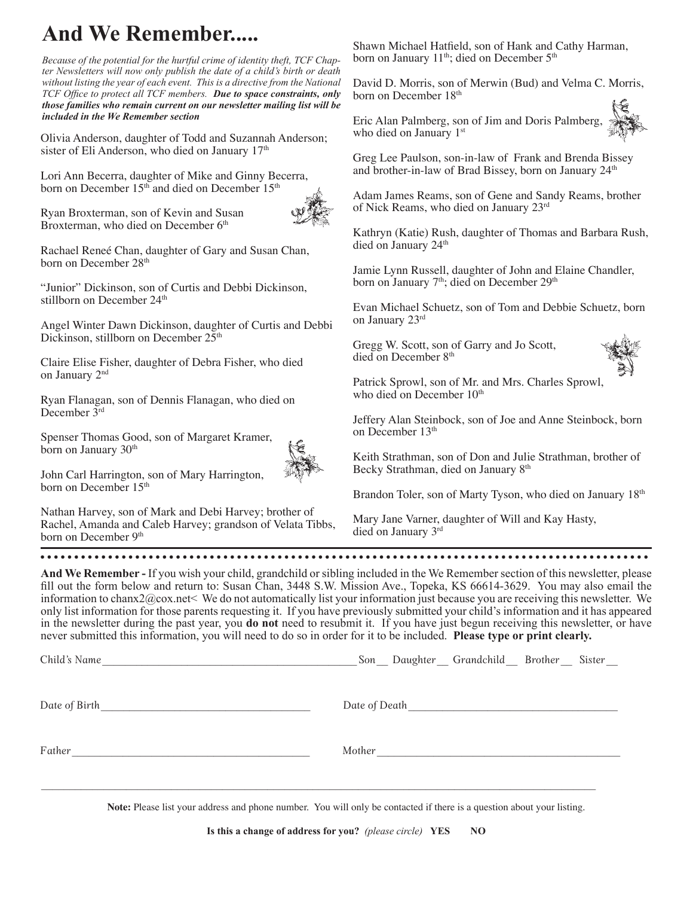# And We Remember.....

*Because of the potential for the hurtful crime of identity theft, TCF Chapter Newsletters will now only publish the date of a child's birth or death without listing the year of each event. This is a directive from the National TCF Office to protect all TCF members.* ***Due to space constraints, only those families who remain current on our newsletter mailing list will be included in the We Remember section***

Olivia Anderson, daughter of Todd and Suzannah Anderson; sister of Eli Anderson, who died on January 17th

Lori Ann Becerra, daughter of Mike and Ginny Becerra, born on December 15th and died on December 15th

Ryan Broxterman, son of Kevin and Susan Broxterman, who died on December 6th

Rachael Reneé Chan, daughter of Gary and Susan Chan, born on December 28th

"Junior" Dickinson, son of Curtis and Debbi Dickinson, stillborn on December 24th

Angel Winter Dawn Dickinson, daughter of Curtis and Debbi Dickinson, stillborn on December 25th

Claire Elise Fisher, daughter of Debra Fisher, who died on January 2nd

Ryan Flanagan, son of Dennis Flanagan, who died on December 3rd

Spenser Thomas Good, son of Margaret Kramer, born on January 30th

John Carl Harrington, son of Mary Harrington, born on December 15th

Nathan Harvey, son of Mark and Debi Harvey; brother of Rachel, Amanda and Caleb Harvey; grandson of Velata Tibbs, born on December 9th

Shawn Michael Hatfield, son of Hank and Cathy Harman, born on January 11th; died on December 5th

David D. Morris, son of Merwin (Bud) and Velma C. Morris, born on December 18th

Eric Alan Palmberg, son of Jim and Doris Palmberg, who died on January 1st

Greg Lee Paulson, son-in-law of Frank and Brenda Bissey and brother-in-law of Brad Bissey, born on January 24th

Adam James Reams, son of Gene and Sandy Reams, brother of Nick Reams, who died on January 23rd

Kathryn (Katie) Rush, daughter of Thomas and Barbara Rush, died on January 24th

Jamie Lynn Russell, daughter of John and Elaine Chandler, born on January 7th; died on December 29th

Evan Michael Schuetz, son of Tom and Debbie Schuetz, born on January 23rd

Gregg W. Scott, son of Garry and Jo Scott, died on December 8th

Patrick Sprowl, son of Mr. and Mrs. Charles Sprowl, who died on December 10th

Jeffery Alan Steinbock, son of Joe and Anne Steinbock, born on December 13th

Keith Strathman, son of Don and Julie Strathman, brother of Becky Strathman, died on January 8th

Brandon Toler, son of Marty Tyson, who died on January 18th

Mary Jane Varner, daughter of Will and Kay Hasty, died on January 3rd

---

**And We Remember -** If you wish your child, grandchild or sibling included in the We Remember section of this newsletter, please fill out the form below and return to: Susan Chan, 3448 S.W. Mission Ave., Topeka, KS 66614-3629. You may also email the information to chanx2@cox.net< We do not automatically list your information just because you are receiving this newsletter. We only list information for those parents requesting it. If you have previously submitted your child's information and it has appeared in the newsletter during the past year, you **do not** need to resubmit it. If you have just begun receiving this newsletter, or have never submitted this information, you will need to do so in order for it to be included. **Please type or print clearly.**

Child's Name______________________________ Son__ Daughter__ Grandchild__ Brother__ Sister__

Date of Birth______________________________ Date of Death______________________________

Father______________________________ Mother______________________________

______________________________________________________________________

**Note:** Please list your address and phone number. You will only be contacted if there is a question about your listing.

**Is this a change of address for you?** *(please circle)* **YES NO**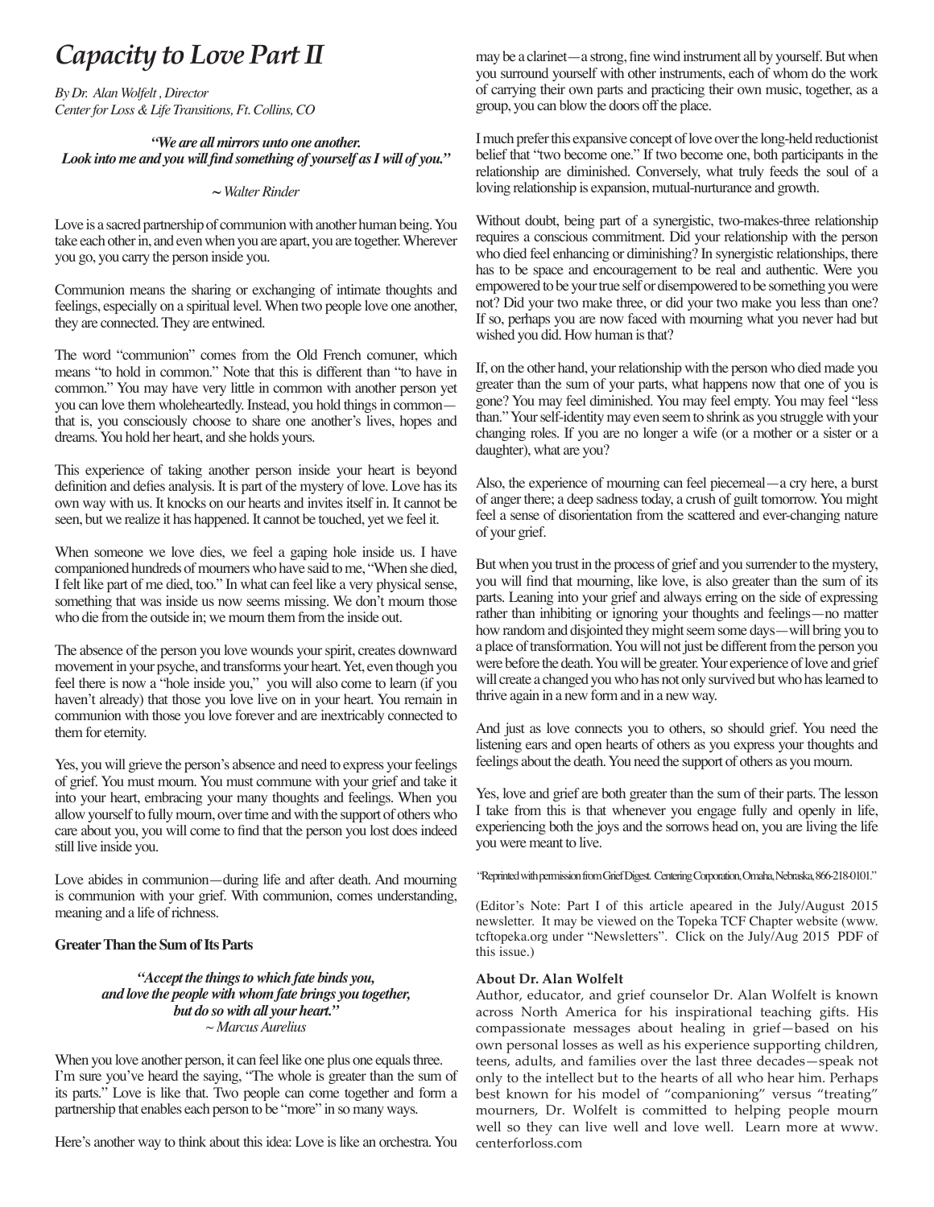# *Capacity to Love Part II*

*By Dr. Alan Wolfelt , Director*
*Center for Loss & Life Transitions, Ft. Collins, CO*

***"We are all mirrors unto one another. Look into me and you will find something of yourself as I will of you."***

**~** *Walter Rinder*

Love is a sacred partnership of communion with another human being. You take each other in, and even when you are apart, you are together. Wherever you go, you carry the person inside you.

Communion means the sharing or exchanging of intimate thoughts and feelings, especially on a spiritual level. When two people love one another, they are connected. They are entwined.

The word "communion" comes from the Old French comuner, which means "to hold in common." Note that this is different than "to have in common." You may have very little in common with another person yet you can love them wholeheartedly. Instead, you hold things in common—that is, you consciously choose to share one another's lives, hopes and dreams. You hold her heart, and she holds yours.

This experience of taking another person inside your heart is beyond definition and defies analysis. It is part of the mystery of love. Love has its own way with us. It knocks on our hearts and invites itself in. It cannot be seen, but we realize it has happened. It cannot be touched, yet we feel it.

When someone we love dies, we feel a gaping hole inside us. I have companioned hundreds of mourners who have said to me, "When she died, I felt like part of me died, too." In what can feel like a very physical sense, something that was inside us now seems missing. We don't mourn those who die from the outside in; we mourn them from the inside out.

The absence of the person you love wounds your spirit, creates downward movement in your psyche, and transforms your heart. Yet, even though you feel there is now a "hole inside you," you will also come to learn (if you haven't already) that those you love live on in your heart. You remain in communion with those you love forever and are inextricably connected to them for eternity.

Yes, you will grieve the person's absence and need to express your feelings of grief. You must mourn. You must commune with your grief and take it into your heart, embracing your many thoughts and feelings. When you allow yourself to fully mourn, over time and with the support of others who care about you, you will come to find that the person you lost does indeed still live inside you.

Love abides in communion—during life and after death. And mourning is communion with your grief. With communion, comes understanding, meaning and a life of richness.

**Greater Than the Sum of Its Parts**

***"Accept the things to which fate binds you, and love the people with whom fate brings you together, but do so with all your heart."***
*~ Marcus Aurelius*

When you love another person, it can feel like one plus one equals three. I'm sure you've heard the saying, "The whole is greater than the sum of its parts." Love is like that. Two people can come together and form a partnership that enables each person to be "more" in so many ways.

Here's another way to think about this idea: Love is like an orchestra. You may be a clarinet—a strong, fine wind instrument all by yourself. But when you surround yourself with other instruments, each of whom do the work of carrying their own parts and practicing their own music, together, as a group, you can blow the doors off the place.

I much prefer this expansive concept of love over the long-held reductionist belief that "two become one." If two become one, both participants in the relationship are diminished. Conversely, what truly feeds the soul of a loving relationship is expansion, mutual-nurturance and growth.

Without doubt, being part of a synergistic, two-makes-three relationship requires a conscious commitment. Did your relationship with the person who died feel enhancing or diminishing? In synergistic relationships, there has to be space and encouragement to be real and authentic. Were you empowered to be your true self or disempowered to be something you were not? Did your two make three, or did your two make you less than one? If so, perhaps you are now faced with mourning what you never had but wished you did. How human is that?

If, on the other hand, your relationship with the person who died made you greater than the sum of your parts, what happens now that one of you is gone? You may feel diminished. You may feel empty. You may feel "less than." Your self-identity may even seem to shrink as you struggle with your changing roles. If you are no longer a wife (or a mother or a sister or a daughter), what are you?

Also, the experience of mourning can feel piecemeal—a cry here, a burst of anger there; a deep sadness today, a crush of guilt tomorrow. You might feel a sense of disorientation from the scattered and ever-changing nature of your grief.

But when you trust in the process of grief and you surrender to the mystery, you will find that mourning, like love, is also greater than the sum of its parts. Leaning into your grief and always erring on the side of expressing rather than inhibiting or ignoring your thoughts and feelings—no matter how random and disjointed they might seem some days—will bring you to a place of transformation. You will not just be different from the person you were before the death. You will be greater. Your experience of love and grief will create a changed you who has not only survived but who has learned to thrive again in a new form and in a new way.

And just as love connects you to others, so should grief. You need the listening ears and open hearts of others as you express your thoughts and feelings about the death. You need the support of others as you mourn.

Yes, love and grief are both greater than the sum of their parts. The lesson I take from this is that whenever you engage fully and openly in life, experiencing both the joys and the sorrows head on, you are living the life you were meant to live.

"Reprinted with permission from Grief Digest. Centering Corporation, Omaha, Nebraska, 866-218-0101."

(Editor's Note: Part I of this article apeared in the July/August 2015 newsletter. It may be viewed on the Topeka TCF Chapter website (www.tcftopeka.org under "Newsletters". Click on the July/Aug 2015 PDF of this issue.)

**About Dr. Alan Wolfelt**

Author, educator, and grief counselor Dr. Alan Wolfelt is known across North America for his inspirational teaching gifts. His compassionate messages about healing in grief—based on his own personal losses as well as his experience supporting children, teens, adults, and families over the last three decades—speak not only to the intellect but to the hearts of all who hear him. Perhaps best known for his model of "companioning" versus "treating" mourners, Dr. Wolfelt is committed to helping people mourn well so they can live well and love well. Learn more at www.centerforloss.com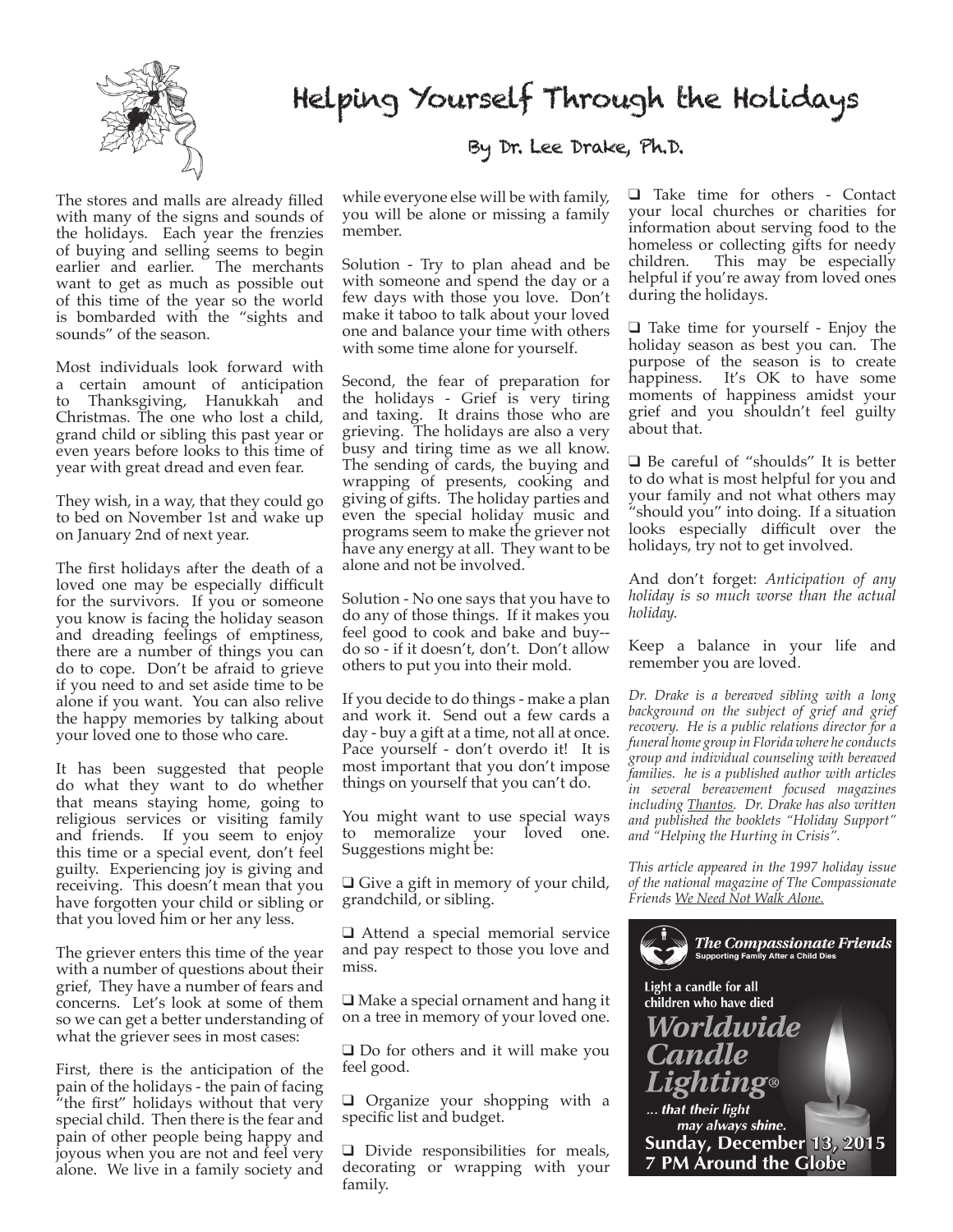# Helping Yourself Through the Holidays

### By Dr. Lee Drake, Ph.D.

The stores and malls are already filled with many of the signs and sounds of the holidays. Each year the frenzies of buying and selling seems to begin earlier and earlier. The merchants want to get as much as possible out of this time of the year so the world is bombarded with the "sights and sounds" of the season.

Most individuals look forward with a certain amount of anticipation to Thanksgiving, Hanukkah and Christmas. The one who lost a child, grand child or sibling this past year or even years before looks to this time of year with great dread and even fear.

They wish, in a way, that they could go to bed on November 1st and wake up on January 2nd of next year.

The first holidays after the death of a loved one may be especially difficult for the survivors. If you or someone you know is facing the holiday season and dreading feelings of emptiness, there are a number of things you can do to cope. Don't be afraid to grieve if you need to and set aside time to be alone if you want. You can also relive the happy memories by talking about your loved one to those who care.

It has been suggested that people do what they want to do whether that means staying home, going to religious services or visiting family and friends. If you seem to enjoy this time or a special event, don't feel guilty. Experiencing joy is giving and receiving. This doesn't mean that you have forgotten your child or sibling or that you loved him or her any less.

The griever enters this time of the year with a number of questions about their grief, They have a number of fears and concerns. Let's look at some of them so we can get a better understanding of what the griever sees in most cases:

First, there is the anticipation of the pain of the holidays - the pain of facing "the first" holidays without that very special child. Then there is the fear and pain of other people being happy and joyous when you are not and feel very alone. We live in a family society and while everyone else will be with family, you will be alone or missing a family member.

Solution - Try to plan ahead and be with someone and spend the day or a few days with those you love. Don't make it taboo to talk about your loved one and balance your time with others with some time alone for yourself.

Second, the fear of preparation for the holidays - Grief is very tiring and taxing. It drains those who are grieving. The holidays are also a very busy and tiring time as we all know. The sending of cards, the buying and wrapping of presents, cooking and giving of gifts. The holiday parties and even the special holiday music and programs seem to make the griever not have any energy at all. They want to be alone and not be involved.

Solution - No one says that you have to do any of those things. If it makes you feel good to cook and bake and buy--do so - if it doesn't, don't. Don't allow others to put you into their mold.

If you decide to do things - make a plan and work it. Send out a few cards a day - buy a gift at a time, not all at once. Pace yourself - don't overdo it! It is most important that you don't impose things on yourself that you can't do.

You might want to use special ways to memoralize your loved one. Suggestions might be:

- ❑ Give a gift in memory of your child, grandchild, or sibling.
- ❑ Attend a special memorial service and pay respect to those you love and miss.
- ❑ Make a special ornament and hang it on a tree in memory of your loved one.
- ❑ Do for others and it will make you feel good.
- ❑ Organize your shopping with a specific list and budget.
- ❑ Divide responsibilities for meals, decorating or wrapping with your family.
- ❑ Take time for others - Contact your local churches or charities for information about serving food to the homeless or collecting gifts for needy children. This may be especially helpful if you're away from loved ones during the holidays.
- ❑ Take time for yourself - Enjoy the holiday season as best you can. The purpose of the season is to create happiness. It's OK to have some moments of happiness amidst your grief and you shouldn't feel guilty about that.
- ❑ Be careful of "shoulds" It is better to do what is most helpful for you and your family and not what others may "should you" into doing. If a situation looks especially difficult over the holidays, try not to get involved.

And don't forget: *Anticipation of any holiday is so much worse than the actual holiday.*

Keep a balance in your life and remember you are loved.

*Dr. Drake is a bereaved sibling with a long background on the subject of grief and grief recovery. He is a public relations director for a funeral home group in Florida where he conducts group and individual counseling with bereaved families. he is a published author with articles in several bereavement focused magazines including Thantos. Dr. Drake has also written and published the booklets "Holiday Support" and "Helping the Hurting in Crisis".*

*This article appeared in the 1997 holiday issue of the national magazine of The Compassionate Friends We Need Not Walk Alone.*

**The Compassionate Friends**
Supporting Family After a Child Dies

Light a candle for all children who have died

**Worldwide Candle Lighting®**

*... that their light may always shine.*

**Sunday, December 13, 2015**
**7 PM Around the Globe**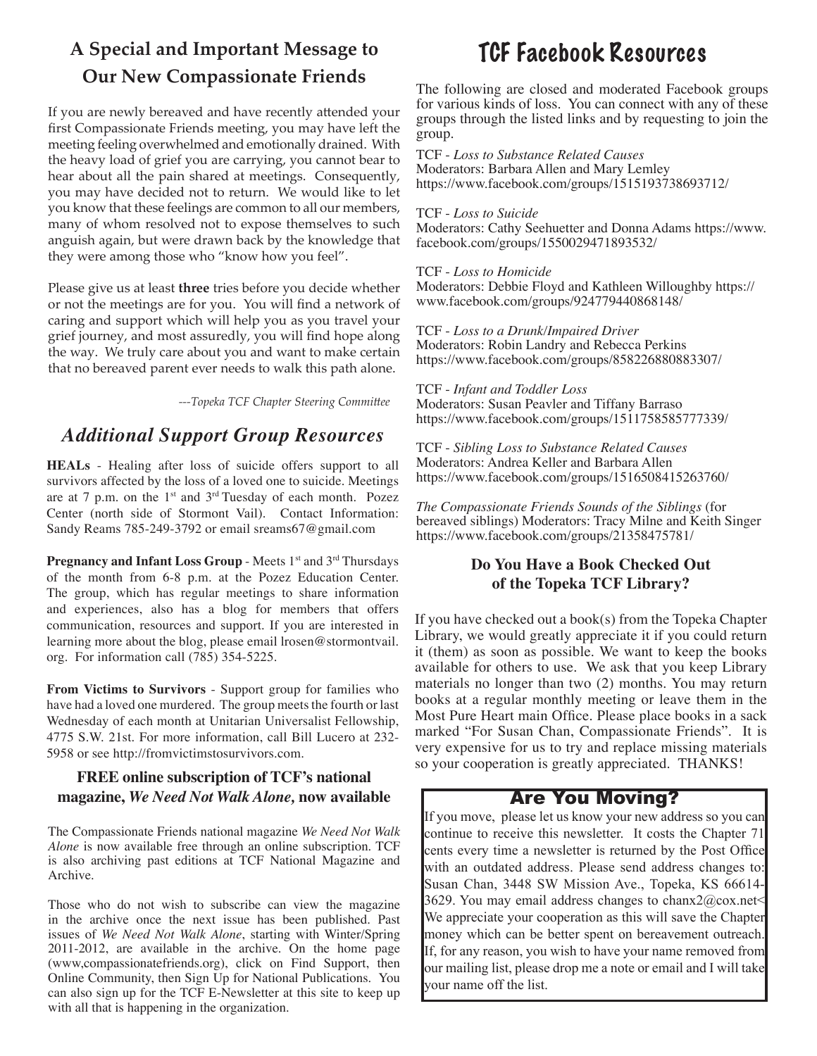## A Special and Important Message to Our New Compassionate Friends

If you are newly bereaved and have recently attended your first Compassionate Friends meeting, you may have left the meeting feeling overwhelmed and emotionally drained. With the heavy load of grief you are carrying, you cannot bear to hear about all the pain shared at meetings. Consequently, you may have decided not to return. We would like to let you know that these feelings are common to all our members, many of whom resolved not to expose themselves to such anguish again, but were drawn back by the knowledge that they were among those who "know how you feel".

Please give us at least **three** tries before you decide whether or not the meetings are for you. You will find a network of caring and support which will help you as you travel your grief journey, and most assuredly, you will find hope along the way. We truly care about you and want to make certain that no bereaved parent ever needs to walk this path alone.

*---Topeka TCF Chapter Steering Committee*

## *Additional Support Group Resources*

**HEALs** - Healing after loss of suicide offers support to all survivors affected by the loss of a loved one to suicide. Meetings are at 7 p.m. on the 1st and 3rd Tuesday of each month. Pozez Center (north side of Stormont Vail). Contact Information: Sandy Reams 785-249-3792 or email sreams67@gmail.com

**Pregnancy and Infant Loss Group** - Meets 1st and 3rd Thursdays of the month from 6-8 p.m. at the Pozez Education Center. The group, which has regular meetings to share information and experiences, also has a blog for members that offers communication, resources and support. If you are interested in learning more about the blog, please email lrosen@stormontvail.org. For information call (785) 354-5225.

**From Victims to Survivors** - Support group for families who have had a loved one murdered. The group meets the fourth or last Wednesday of each month at Unitarian Universalist Fellowship, 4775 S.W. 21st. For more information, call Bill Lucero at 232-5958 or see http://fromvictimstosurvivors.com.

### FREE online subscription of TCF's national magazine, *We Need Not Walk Alone,* now available

The Compassionate Friends national magazine *We Need Not Walk Alone* is now available free through an online subscription. TCF is also archiving past editions at TCF National Magazine and Archive.

Those who do not wish to subscribe can view the magazine in the archive once the next issue has been published. Past issues of *We Need Not Walk Alone*, starting with Winter/Spring 2011-2012, are available in the archive. On the home page (www,compassionatefriends.org), click on Find Support, then Online Community, then Sign Up for National Publications. You can also sign up for the TCF E-Newsletter at this site to keep up with all that is happening in the organization.

# TCF Facebook Resources

The following are closed and moderated Facebook groups for various kinds of loss. You can connect with any of these groups through the listed links and by requesting to join the group.

TCF - *Loss to Substance Related Causes*
Moderators: Barbara Allen and Mary Lemley
https://www.facebook.com/groups/1515193738693712/

TCF - *Loss to Suicide*
Moderators: Cathy Seehuetter and Donna Adams https://www.facebook.com/groups/1550029471893532/

TCF - *Loss to Homicide*
Moderators: Debbie Floyd and Kathleen Willoughby https://www.facebook.com/groups/924779440868148/

TCF - *Loss to a Drunk/Impaired Driver*
Moderators: Robin Landry and Rebecca Perkins
https://www.facebook.com/groups/858226880883307/

TCF - *Infant and Toddler Loss*
Moderators: Susan Peavler and Tiffany Barraso
https://www.facebook.com/groups/1511758585777339/

TCF - *Sibling Loss to Substance Related Causes*
Moderators: Andrea Keller and Barbara Allen
https://www.facebook.com/groups/1516508415263760/

*The Compassionate Friends Sounds of the Siblings* (for bereaved siblings) Moderators: Tracy Milne and Keith Singer
https://www.facebook.com/groups/21358475781/

### Do You Have a Book Checked Out of the Topeka TCF Library?

If you have checked out a book(s) from the Topeka Chapter Library, we would greatly appreciate it if you could return it (them) as soon as possible. We want to keep the books available for others to use. We ask that you keep Library materials no longer than two (2) months. You may return books at a regular monthly meeting or leave them in the Most Pure Heart main Office. Please place books in a sack marked "For Susan Chan, Compassionate Friends". It is very expensive for us to try and replace missing materials so your cooperation is greatly appreciated. THANKS!

## Are You Moving?

If you move, please let us know your new address so you can continue to receive this newsletter. It costs the Chapter 71 cents every time a newsletter is returned by the Post Office with an outdated address. Please send address changes to: Susan Chan, 3448 SW Mission Ave., Topeka, KS 66614-3629. You may email address changes to chanx2@cox.net< We appreciate your cooperation as this will save the Chapter money which can be better spent on bereavement outreach. If, for any reason, you wish to have your name removed from our mailing list, please drop me a note or email and I will take your name off the list.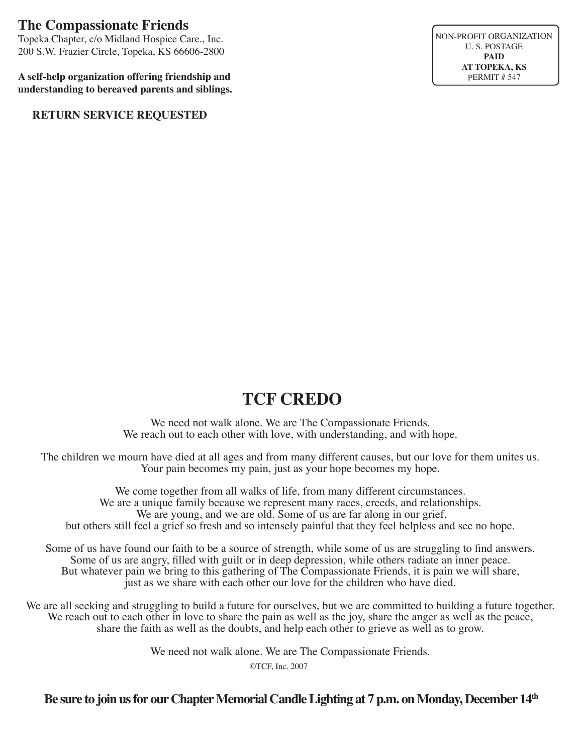**The Compassionate Friends**
Topeka Chapter, c/o Midland Hospice Care., Inc.
200 S.W. Frazier Circle, Topeka, KS 66606-2800

**A self-help organization offering friendship and understanding to bereaved parents and siblings.**

**RETURN SERVICE REQUESTED**

NON-PROFIT ORGANIZATION
U. S. POSTAGE
**PAID**
**AT TOPEKA, KS**
PERMIT # 547

# TCF CREDO

We need not walk alone. We are The Compassionate Friends.
We reach out to each other with love, with understanding, and with hope.

The children we mourn have died at all ages and from many different causes, but our love for them unites us.
Your pain becomes my pain, just as your hope becomes my hope.

We come together from all walks of life, from many different circumstances.
We are a unique family because we represent many races, creeds, and relationships.
We are young, and we are old. Some of us are far along in our grief,
but others still feel a grief so fresh and so intensely painful that they feel helpless and see no hope.

Some of us have found our faith to be a source of strength, while some of us are struggling to find answers.
Some of us are angry, filled with guilt or in deep depression, while others radiate an inner peace.
But whatever pain we bring to this gathering of The Compassionate Friends, it is pain we will share,
just as we share with each other our love for the children who have died.

We are all seeking and struggling to build a future for ourselves, but we are committed to building a future together.
We reach out to each other in love to share the pain as well as the joy, share the anger as well as the peace,
share the faith as well as the doubts, and help each other to grieve as well as to grow.

We need not walk alone. We are The Compassionate Friends.

©TCF, Inc. 2007

**Be sure to join us for our Chapter Memorial Candle Lighting at 7 p.m. on Monday, December 14th**